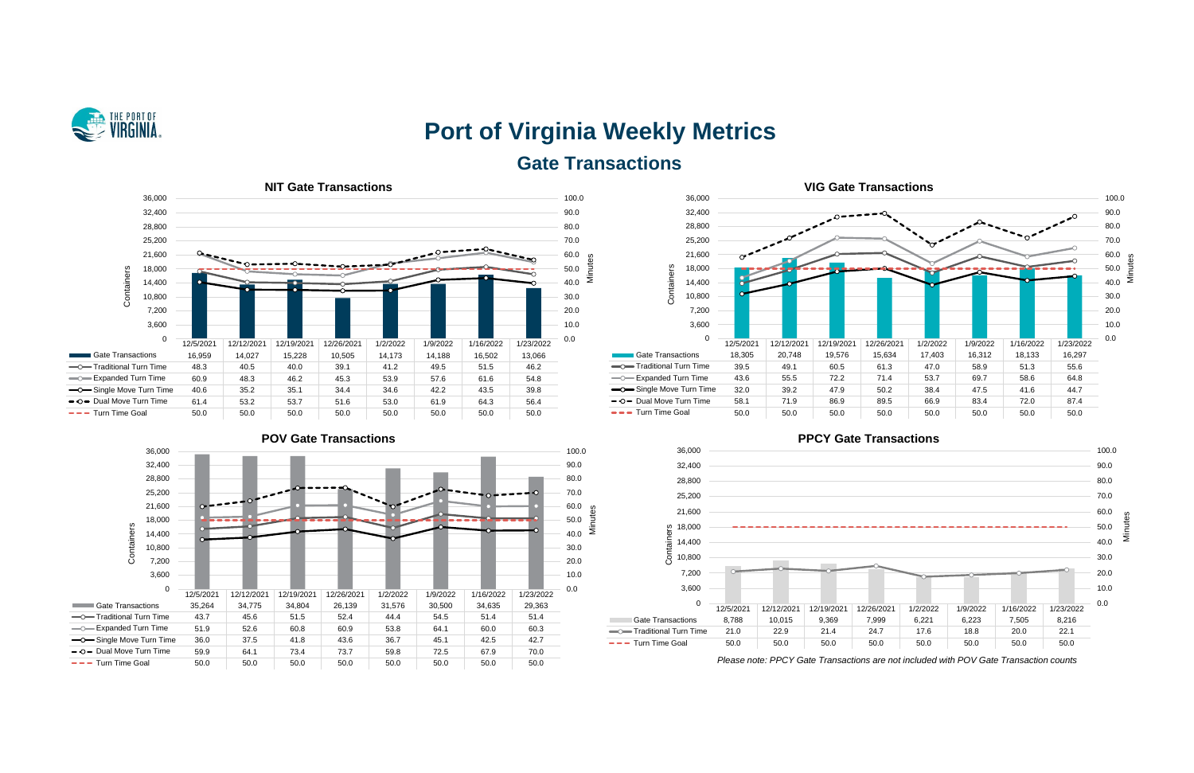# Port of Virginia Weekly Metrics

## Gate Transactions

### NIT Gate Transactions

| | 12/5/2021 | 12/12/2021 | 12/19/2021 | 12/26/2021 | 1/2/2022 | 1/9/2022 | 1/16/2022 | 1/23/2022 |
|---|---|---|---|---|---|---|---|---|
| Gate Transactions | 16,959 | 14,027 | 15,228 | 10,505 | 14,173 | 14,188 | 16,502 | 13,066 |
| Traditional Turn Time | 48.3 | 40.5 | 40.0 | 39.1 | 41.2 | 49.5 | 51.5 | 46.2 |
| Expanded Turn Time | 60.9 | 48.3 | 46.2 | 45.3 | 53.9 | 57.6 | 61.6 | 54.8 |
| Single Move Turn Time | 40.6 | 35.2 | 35.1 | 34.4 | 34.6 | 42.2 | 43.5 | 39.8 |
| Dual Move Turn Time | 61.4 | 53.2 | 53.7 | 51.6 | 53.0 | 61.9 | 64.3 | 56.4 |
| Turn Time Goal | 50.0 | 50.0 | 50.0 | 50.0 | 50.0 | 50.0 | 50.0 | 50.0 |

### VIG Gate Transactions

| | 12/5/2021 | 12/12/2021 | 12/19/2021 | 12/26/2021 | 1/2/2022 | 1/9/2022 | 1/16/2022 | 1/23/2022 |
|---|---|---|---|---|---|---|---|---|
| Gate Transactions | 18,305 | 20,748 | 19,576 | 15,634 | 17,403 | 16,312 | 18,133 | 16,297 |
| Traditional Turn Time | 39.5 | 49.1 | 60.5 | 61.3 | 47.0 | 58.9 | 51.3 | 55.6 |
| Expanded Turn Time | 43.6 | 55.5 | 72.2 | 71.4 | 53.7 | 69.7 | 58.6 | 64.8 |
| Single Move Turn Time | 32.0 | 39.2 | 47.9 | 50.2 | 38.4 | 47.5 | 41.6 | 44.7 |
| Dual Move Turn Time | 58.1 | 71.9 | 86.9 | 89.5 | 66.9 | 83.4 | 72.0 | 87.4 |
| Turn Time Goal | 50.0 | 50.0 | 50.0 | 50.0 | 50.0 | 50.0 | 50.0 | 50.0 |

### POV Gate Transactions

| | 12/5/2021 | 12/12/2021 | 12/19/2021 | 12/26/2021 | 1/2/2022 | 1/9/2022 | 1/16/2022 | 1/23/2022 |
|---|---|---|---|---|---|---|---|---|
| Gate Transactions | 35,264 | 34,775 | 34,804 | 26,139 | 31,576 | 30,500 | 34,635 | 29,363 |
| Traditional Turn Time | 43.7 | 45.6 | 51.5 | 52.4 | 44.4 | 54.5 | 51.4 | 51.4 |
| Expanded Turn Time | 51.9 | 52.6 | 60.8 | 60.9 | 53.8 | 64.1 | 60.0 | 60.3 |
| Single Move Turn Time | 36.0 | 37.5 | 41.8 | 43.6 | 36.7 | 45.1 | 42.5 | 42.7 |
| Dual Move Turn Time | 59.9 | 64.1 | 73.4 | 73.7 | 59.8 | 72.5 | 67.9 | 70.0 |
| Turn Time Goal | 50.0 | 50.0 | 50.0 | 50.0 | 50.0 | 50.0 | 50.0 | 50.0 |

### PPCY Gate Transactions

| | 12/5/2021 | 12/12/2021 | 12/19/2021 | 12/26/2021 | 1/2/2022 | 1/9/2022 | 1/16/2022 | 1/23/2022 |
|---|---|---|---|---|---|---|---|---|
| Gate Transactions | 8,788 | 10,015 | 9,369 | 7,999 | 6,221 | 6,223 | 7,505 | 8,216 |
| Traditional Turn Time | 21.0 | 22.9 | 21.4 | 24.7 | 17.6 | 18.8 | 20.0 | 22.1 |
| Turn Time Goal | 50.0 | 50.0 | 50.0 | 50.0 | 50.0 | 50.0 | 50.0 | 50.0 |

*Please note: PPCY Gate Transactions are not included with POV Gate Transaction counts*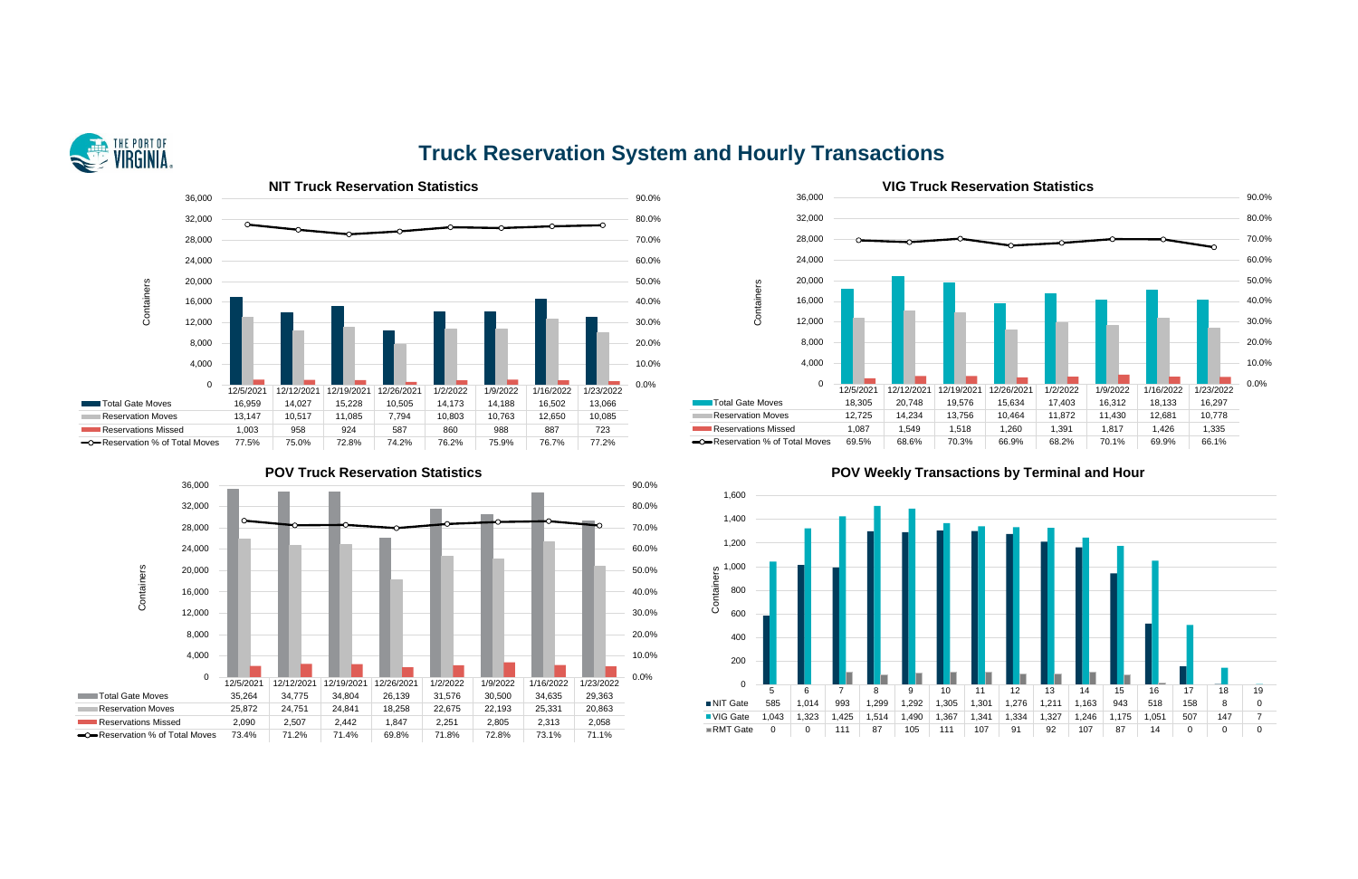# Truck Reservation System and Hourly Transactions

## NIT Truck Reservation Statistics

| | 12/5/2021 | 12/12/2021 | 12/19/2021 | 12/26/2021 | 1/2/2022 | 1/9/2022 | 1/16/2022 | 1/23/2022 |
|---|---|---|---|---|---|---|---|---|
| Total Gate Moves | 16,959 | 14,027 | 15,228 | 10,505 | 14,173 | 14,188 | 16,502 | 13,066 |
| Reservation Moves | 13,147 | 10,517 | 11,085 | 7,794 | 10,803 | 10,763 | 12,650 | 10,085 |
| Reservations Missed | 1,003 | 958 | 924 | 587 | 860 | 988 | 887 | 723 |
| Reservation % of Total Moves | 77.5% | 75.0% | 72.8% | 74.2% | 76.2% | 75.9% | 76.7% | 77.2% |

## VIG Truck Reservation Statistics

| | 12/5/2021 | 12/12/2021 | 12/19/2021 | 12/26/2021 | 1/2/2022 | 1/9/2022 | 1/16/2022 | 1/23/2022 |
|---|---|---|---|---|---|---|---|---|
| Total Gate Moves | 18,305 | 20,748 | 19,576 | 15,634 | 17,403 | 16,312 | 18,133 | 16,297 |
| Reservation Moves | 12,725 | 14,234 | 13,756 | 10,464 | 11,872 | 11,430 | 12,681 | 10,778 |
| Reservations Missed | 1,087 | 1,549 | 1,518 | 1,260 | 1,391 | 1,817 | 1,426 | 1,335 |
| Reservation % of Total Moves | 69.5% | 68.6% | 70.3% | 66.9% | 68.2% | 70.1% | 69.9% | 66.1% |

## POV Truck Reservation Statistics

| | 12/5/2021 | 12/12/2021 | 12/19/2021 | 12/26/2021 | 1/2/2022 | 1/9/2022 | 1/16/2022 | 1/23/2022 |
|---|---|---|---|---|---|---|---|---|
| Total Gate Moves | 35,264 | 34,775 | 34,804 | 26,139 | 31,576 | 30,500 | 34,635 | 29,363 |
| Reservation Moves | 25,872 | 24,751 | 24,841 | 18,258 | 22,675 | 22,193 | 25,331 | 20,863 |
| Reservations Missed | 2,090 | 2,507 | 2,442 | 1,847 | 2,251 | 2,805 | 2,313 | 2,058 |
| Reservation % of Total Moves | 73.4% | 71.2% | 71.4% | 69.8% | 71.8% | 72.8% | 73.1% | 71.1% |

## POV Weekly Transactions by Terminal and Hour

| | 5 | 6 | 7 | 8 | 9 | 10 | 11 | 12 | 13 | 14 | 15 | 16 | 17 | 18 | 19 |
|---|---|---|---|---|---|---|---|---|---|---|---|---|---|---|---|
| NIT Gate | 585 | 1,014 | 993 | 1,299 | 1,292 | 1,305 | 1,301 | 1,276 | 1,211 | 1,163 | 943 | 518 | 158 | 8 | 0 |
| VIG Gate | 1,043 | 1,323 | 1,425 | 1,514 | 1,490 | 1,367 | 1,341 | 1,334 | 1,327 | 1,246 | 1,175 | 1,051 | 507 | 147 | 7 |
| RMT Gate | 0 | 0 | 111 | 87 | 105 | 111 | 107 | 91 | 92 | 107 | 87 | 14 | 0 | 0 | 0 |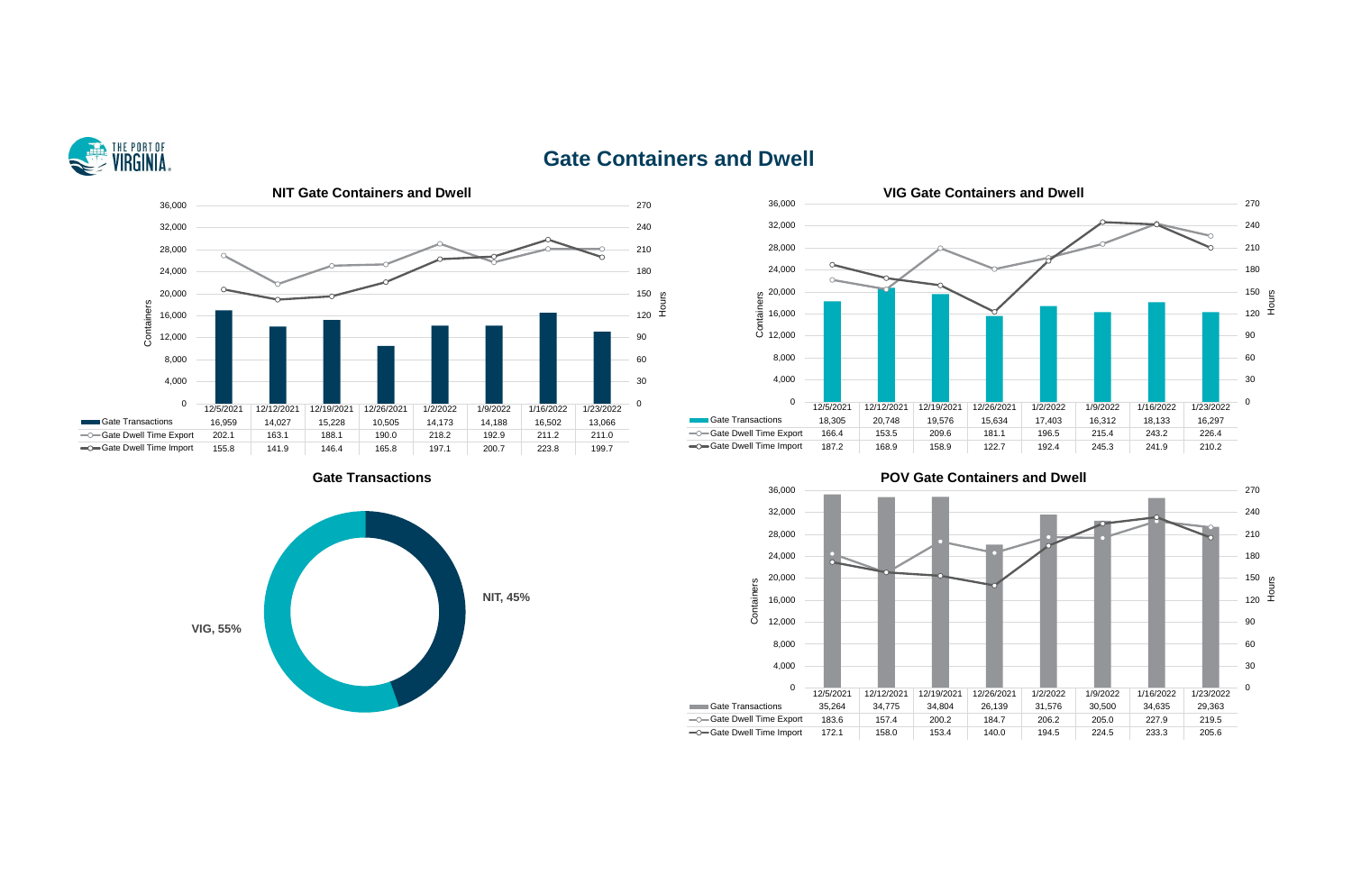# Gate Containers and Dwell

### NIT Gate Containers and Dwell

| | 12/5/2021 | 12/12/2021 | 12/19/2021 | 12/26/2021 | 1/2/2022 | 1/9/2022 | 1/16/2022 | 1/23/2022 |
|---|---|---|---|---|---|---|---|---|
| Gate Transactions | 16,959 | 14,027 | 15,228 | 10,505 | 14,173 | 14,188 | 16,502 | 13,066 |
| Gate Dwell Time Export | 202.1 | 163.1 | 188.1 | 190.0 | 218.2 | 192.9 | 211.2 | 211.0 |
| Gate Dwell Time Import | 155.8 | 141.9 | 146.4 | 165.8 | 197.1 | 200.7 | 223.8 | 199.7 |

### VIG Gate Containers and Dwell

| | 12/5/2021 | 12/12/2021 | 12/19/2021 | 12/26/2021 | 1/2/2022 | 1/9/2022 | 1/16/2022 | 1/23/2022 |
|---|---|---|---|---|---|---|---|---|
| Gate Transactions | 18,305 | 20,748 | 19,576 | 15,634 | 17,403 | 16,312 | 18,133 | 16,297 |
| Gate Dwell Time Export | 166.4 | 153.5 | 209.6 | 181.1 | 196.5 | 215.4 | 243.2 | 226.4 |
| Gate Dwell Time Import | 187.2 | 168.9 | 158.9 | 122.7 | 192.4 | 245.3 | 241.9 | 210.2 |

### Gate Transactions

| Terminal | Share |
|---|---|
| NIT | 45% |
| VIG | 55% |

### POV Gate Containers and Dwell

| | 12/5/2021 | 12/12/2021 | 12/19/2021 | 12/26/2021 | 1/2/2022 | 1/9/2022 | 1/16/2022 | 1/23/2022 |
|---|---|---|---|---|---|---|---|---|
| Gate Transactions | 35,264 | 34,775 | 34,804 | 26,139 | 31,576 | 30,500 | 34,635 | 29,363 |
| Gate Dwell Time Export | 183.6 | 157.4 | 200.2 | 184.7 | 206.2 | 205.0 | 227.9 | 219.5 |
| Gate Dwell Time Import | 172.1 | 158.0 | 153.4 | 140.0 | 194.5 | 224.5 | 233.3 | 205.6 |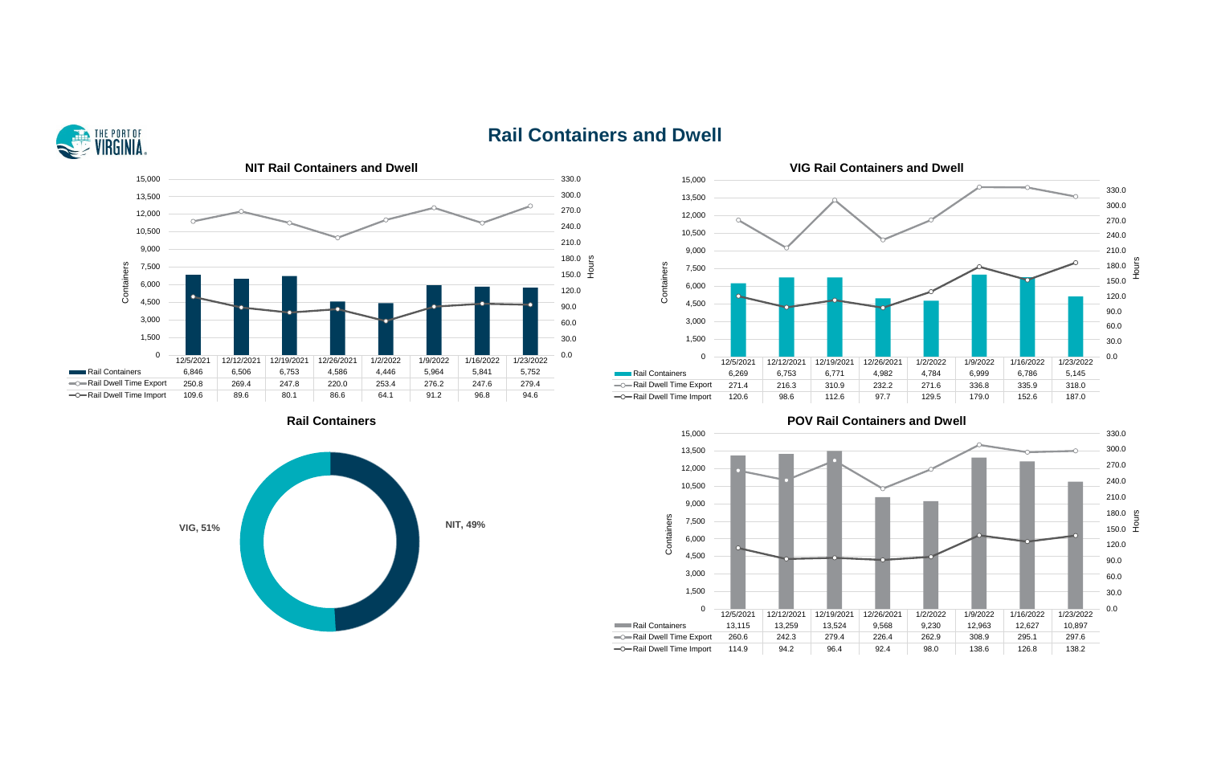# Rail Containers and Dwell

## NIT Rail Containers and Dwell

Containers: 0, 1,500, 3,000, 4,500, 6,000, 7,500, 9,000, 10,500, 12,000, 13,500, 15,000

Hours: 0.0, 30.0, 60.0, 90.0, 120.0, 150.0, 180.0, 210.0, 240.0, 270.0, 300.0, 330.0

| | 12/5/2021 | 12/12/2021 | 12/19/2021 | 12/26/2021 | 1/2/2022 | 1/9/2022 | 1/16/2022 | 1/23/2022 |
|---|---|---|---|---|---|---|---|---|
| Rail Containers | 6,846 | 6,506 | 6,753 | 4,586 | 4,446 | 5,964 | 5,841 | 5,752 |
| Rail Dwell Time Export | 250.8 | 269.4 | 247.8 | 220.0 | 253.4 | 276.2 | 247.6 | 279.4 |
| Rail Dwell Time Import | 109.6 | 89.6 | 80.1 | 86.6 | 64.1 | 91.2 | 96.8 | 94.6 |

## VIG Rail Containers and Dwell

Containers: 0, 1,500, 3,000, 4,500, 6,000, 7,500, 9,000, 10,500, 12,000, 13,500, 15,000

Hours: 0.0, 30.0, 60.0, 90.0, 120.0, 150.0, 180.0, 210.0, 240.0, 270.0, 300.0, 330.0

| | 12/5/2021 | 12/12/2021 | 12/19/2021 | 12/26/2021 | 1/2/2022 | 1/9/2022 | 1/16/2022 | 1/23/2022 |
|---|---|---|---|---|---|---|---|---|
| Rail Containers | 6,269 | 6,753 | 6,771 | 4,982 | 4,784 | 6,999 | 6,786 | 5,145 |
| Rail Dwell Time Export | 271.4 | 216.3 | 310.9 | 232.2 | 271.6 | 336.8 | 335.9 | 318.0 |
| Rail Dwell Time Import | 120.6 | 98.6 | 112.6 | 97.7 | 129.5 | 179.0 | 152.6 | 187.0 |

## Rail Containers

VIG, 51%

NIT, 49%

## POV Rail Containers and Dwell

Containers: 0, 1,500, 3,000, 4,500, 6,000, 7,500, 9,000, 10,500, 12,000, 13,500, 15,000

Hours: 0.0, 30.0, 60.0, 90.0, 120.0, 150.0, 180.0, 210.0, 240.0, 270.0, 300.0, 330.0

| | 12/5/2021 | 12/12/2021 | 12/19/2021 | 12/26/2021 | 1/2/2022 | 1/9/2022 | 1/16/2022 | 1/23/2022 |
|---|---|---|---|---|---|---|---|---|
| Rail Containers | 13,115 | 13,259 | 13,524 | 9,568 | 9,230 | 12,963 | 12,627 | 10,897 |
| Rail Dwell Time Export | 260.6 | 242.3 | 279.4 | 226.4 | 262.9 | 308.9 | 295.1 | 297.6 |
| Rail Dwell Time Import | 114.9 | 94.2 | 96.4 | 92.4 | 98.0 | 138.6 | 126.8 | 138.2 |